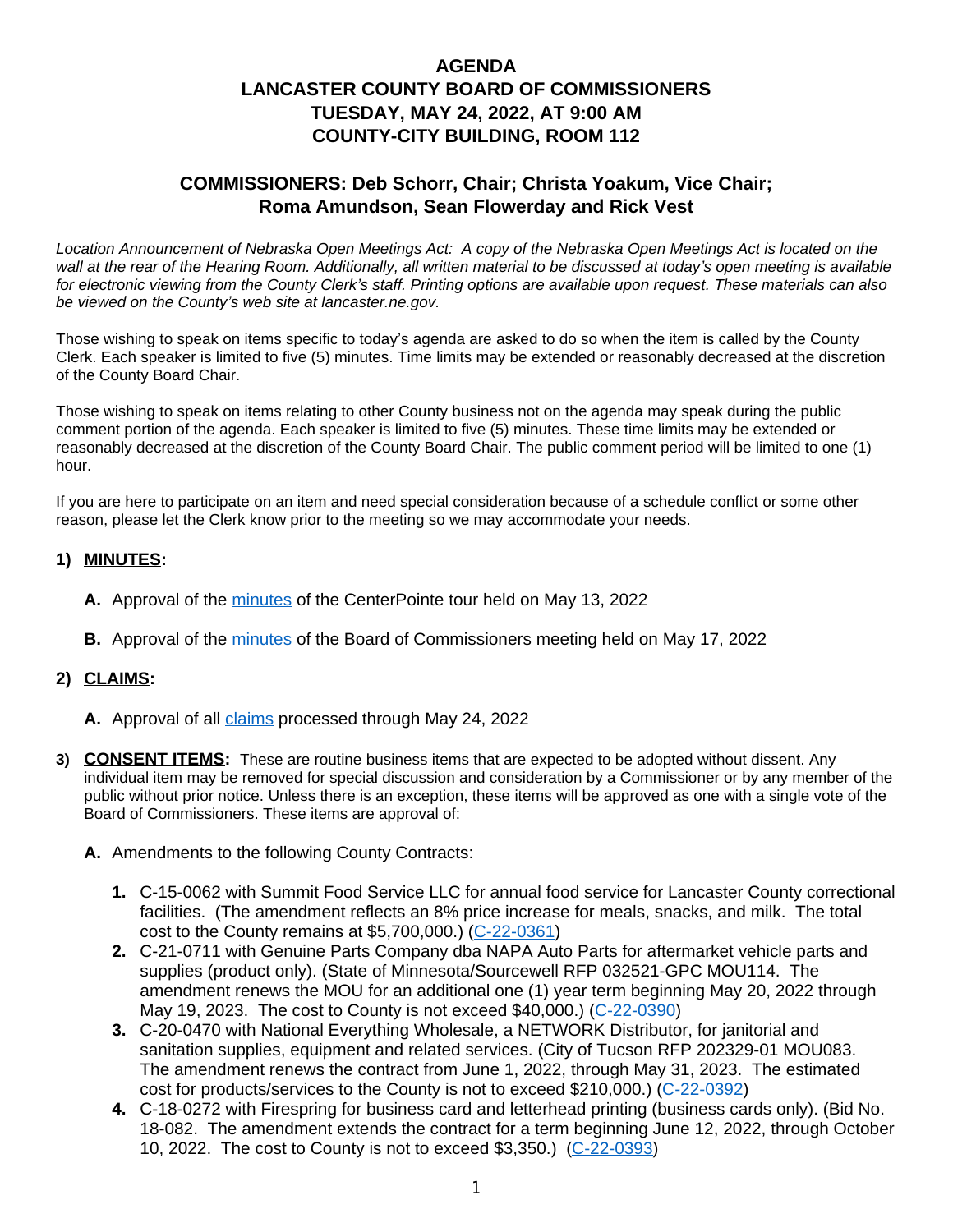# AGENDA
# LANCASTER COUNTY BOARD OF COMMISSIONERS
# TUESDAY, MAY 24, 2022, AT 9:00 AM
# COUNTY-CITY BUILDING, ROOM 112

## COMMISSIONERS: Deb Schorr, Chair; Christa Yoakum, Vice Chair; Roma Amundson, Sean Flowerday and Rick Vest

*Location Announcement of Nebraska Open Meetings Act: A copy of the Nebraska Open Meetings Act is located on the wall at the rear of the Hearing Room. Additionally, all written material to be discussed at today's open meeting is available for electronic viewing from the County Clerk's staff. Printing options are available upon request. These materials can also be viewed on the County's web site at lancaster.ne.gov.*

Those wishing to speak on items specific to today's agenda are asked to do so when the item is called by the County Clerk. Each speaker is limited to five (5) minutes. Time limits may be extended or reasonably decreased at the discretion of the County Board Chair.

Those wishing to speak on items relating to other County business not on the agenda may speak during the public comment portion of the agenda. Each speaker is limited to five (5) minutes. These time limits may be extended or reasonably decreased at the discretion of the County Board Chair. The public comment period will be limited to one (1) hour.

If you are here to participate on an item and need special consideration because of a schedule conflict or some other reason, please let the Clerk know prior to the meeting so we may accommodate your needs.

**1) MINUTES:**

**A.** Approval of the minutes of the CenterPointe tour held on May 13, 2022

**B.** Approval of the minutes of the Board of Commissioners meeting held on May 17, 2022

**2) CLAIMS:**

**A.** Approval of all claims processed through May 24, 2022

**3) CONSENT ITEMS:** These are routine business items that are expected to be adopted without dissent. Any individual item may be removed for special discussion and consideration by a Commissioner or by any member of the public without prior notice. Unless there is an exception, these items will be approved as one with a single vote of the Board of Commissioners. These items are approval of:

**A.** Amendments to the following County Contracts:

1. C-15-0062 with Summit Food Service LLC for annual food service for Lancaster County correctional facilities. (The amendment reflects an 8% price increase for meals, snacks, and milk. The total cost to the County remains at $5,700,000.) (C-22-0361)
2. C-21-0711 with Genuine Parts Company dba NAPA Auto Parts for aftermarket vehicle parts and supplies (product only). (State of Minnesota/Sourcewell RFP 032521-GPC MOU114. The amendment renews the MOU for an additional one (1) year term beginning May 20, 2022 through May 19, 2023. The cost to County is not exceed $40,000.) (C-22-0390)
3. C-20-0470 with National Everything Wholesale, a NETWORK Distributor, for janitorial and sanitation supplies, equipment and related services. (City of Tucson RFP 202329-01 MOU083. The amendment renews the contract from June 1, 2022, through May 31, 2023. The estimated cost for products/services to the County is not to exceed $210,000.) (C-22-0392)
4. C-18-0272 with Firespring for business card and letterhead printing (business cards only). (Bid No. 18-082. The amendment extends the contract for a term beginning June 12, 2022, through October 10, 2022. The cost to County is not to exceed $3,350.) (C-22-0393)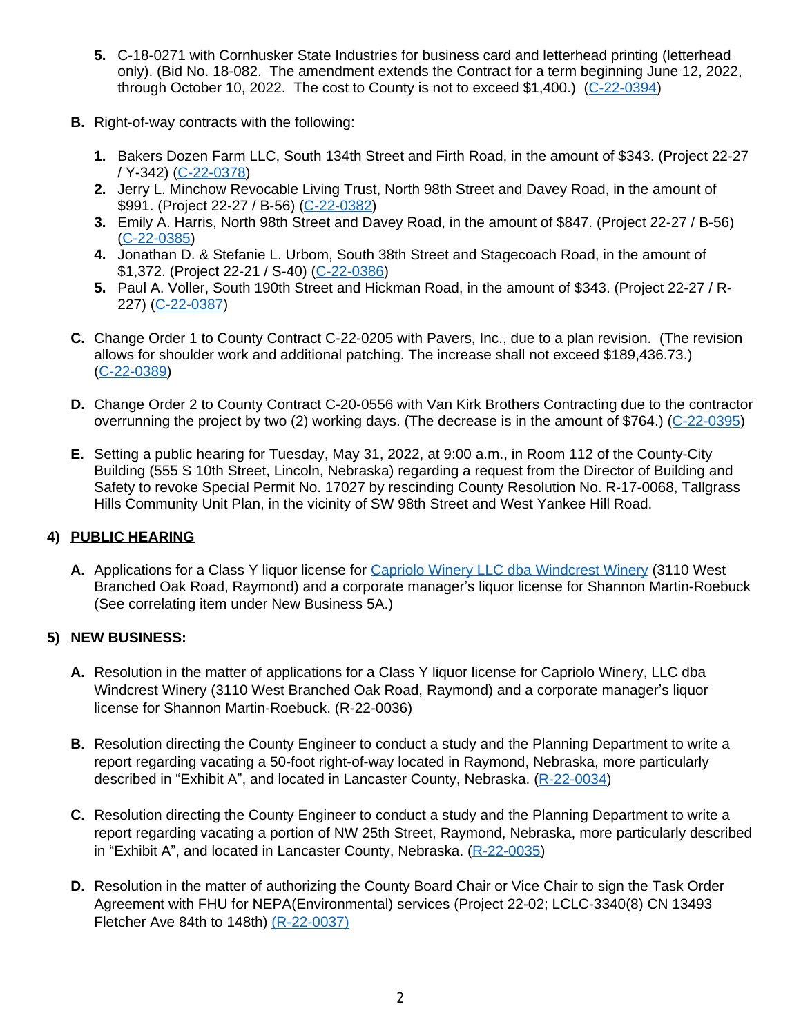5. C-18-0271 with Cornhusker State Industries for business card and letterhead printing (letterhead only). (Bid No. 18-082. The amendment extends the Contract for a term beginning June 12, 2022, through October 10, 2022. The cost to County is not to exceed $1,400.) (C-22-0394)

**B.** Right-of-way contracts with the following:

1. Bakers Dozen Farm LLC, South 134th Street and Firth Road, in the amount of $343. (Project 22-27 / Y-342) (C-22-0378)
2. Jerry L. Minchow Revocable Living Trust, North 98th Street and Davey Road, in the amount of $991. (Project 22-27 / B-56) (C-22-0382)
3. Emily A. Harris, North 98th Street and Davey Road, in the amount of $847. (Project 22-27 / B-56) (C-22-0385)
4. Jonathan D. & Stefanie L. Urbom, South 38th Street and Stagecoach Road, in the amount of $1,372. (Project 22-21 / S-40) (C-22-0386)
5. Paul A. Voller, South 190th Street and Hickman Road, in the amount of $343. (Project 22-27 / R-227) (C-22-0387)

**C.** Change Order 1 to County Contract C-22-0205 with Pavers, Inc., due to a plan revision. (The revision allows for shoulder work and additional patching. The increase shall not exceed $189,436.73.) (C-22-0389)

**D.** Change Order 2 to County Contract C-20-0556 with Van Kirk Brothers Contracting due to the contractor overrunning the project by two (2) working days. (The decrease is in the amount of $764.) (C-22-0395)

**E.** Setting a public hearing for Tuesday, May 31, 2022, at 9:00 a.m., in Room 112 of the County-City Building (555 S 10th Street, Lincoln, Nebraska) regarding a request from the Director of Building and Safety to revoke Special Permit No. 17027 by rescinding County Resolution No. R-17-0068, Tallgrass Hills Community Unit Plan, in the vicinity of SW 98th Street and West Yankee Hill Road.

## 4) PUBLIC HEARING

**A.** Applications for a Class Y liquor license for Capriolo Winery LLC dba Windcrest Winery (3110 West Branched Oak Road, Raymond) and a corporate manager's liquor license for Shannon Martin-Roebuck (See correlating item under New Business 5A.)

## 5) NEW BUSINESS:

**A.** Resolution in the matter of applications for a Class Y liquor license for Capriolo Winery, LLC dba Windcrest Winery (3110 West Branched Oak Road, Raymond) and a corporate manager's liquor license for Shannon Martin-Roebuck. (R-22-0036)

**B.** Resolution directing the County Engineer to conduct a study and the Planning Department to write a report regarding vacating a 50-foot right-of-way located in Raymond, Nebraska, more particularly described in "Exhibit A", and located in Lancaster County, Nebraska. (R-22-0034)

**C.** Resolution directing the County Engineer to conduct a study and the Planning Department to write a report regarding vacating a portion of NW 25th Street, Raymond, Nebraska, more particularly described in "Exhibit A", and located in Lancaster County, Nebraska. (R-22-0035)

**D.** Resolution in the matter of authorizing the County Board Chair or Vice Chair to sign the Task Order Agreement with FHU for NEPA(Environmental) services (Project 22-02; LCLC-3340(8) CN 13493 Fletcher Ave 84th to 148th) (R-22-0037)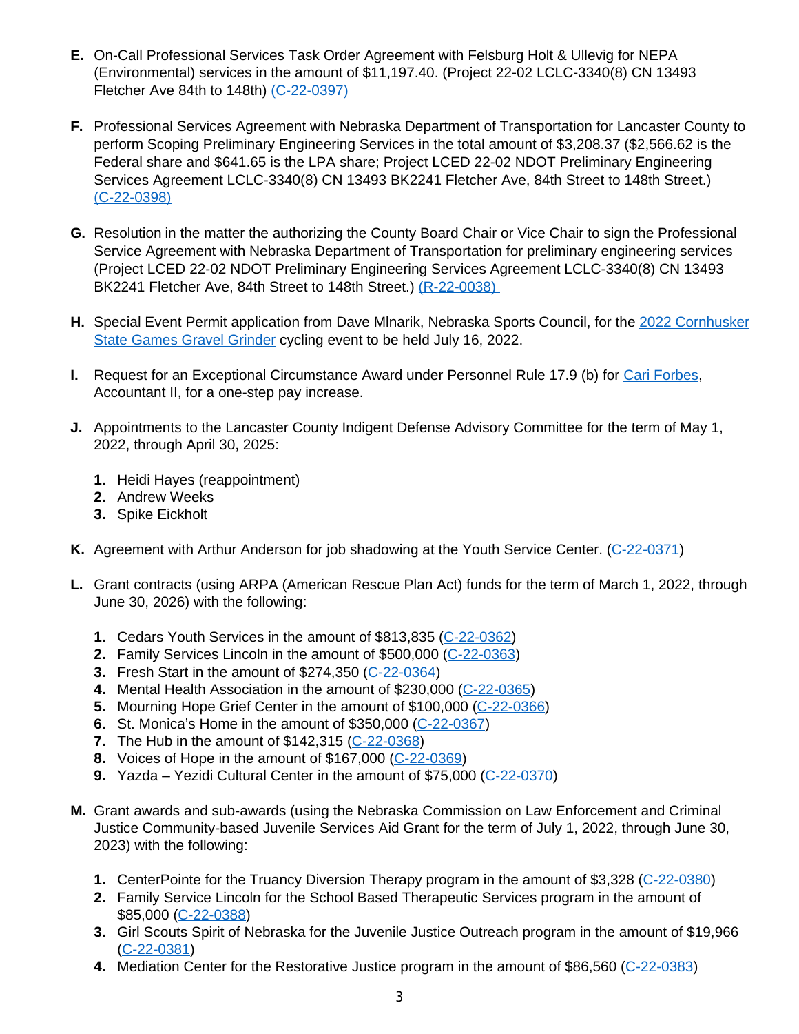**E.** On-Call Professional Services Task Order Agreement with Felsburg Holt & Ullevig for NEPA (Environmental) services in the amount of $11,197.40. (Project 22-02 LCLC-3340(8) CN 13493 Fletcher Ave 84th to 148th) (C-22-0397)

**F.** Professional Services Agreement with Nebraska Department of Transportation for Lancaster County to perform Scoping Preliminary Engineering Services in the total amount of $3,208.37 ($2,566.62 is the Federal share and $641.65 is the LPA share; Project LCED 22-02 NDOT Preliminary Engineering Services Agreement LCLC-3340(8) CN 13493 BK2241 Fletcher Ave, 84th Street to 148th Street.) (C-22-0398)

**G.** Resolution in the matter the authorizing the County Board Chair or Vice Chair to sign the Professional Service Agreement with Nebraska Department of Transportation for preliminary engineering services (Project LCED 22-02 NDOT Preliminary Engineering Services Agreement LCLC-3340(8) CN 13493 BK2241 Fletcher Ave, 84th Street to 148th Street.) (R-22-0038)

**H.** Special Event Permit application from Dave Mlnarik, Nebraska Sports Council, for the 2022 Cornhusker State Games Gravel Grinder cycling event to be held July 16, 2022.

**I.** Request for an Exceptional Circumstance Award under Personnel Rule 17.9 (b) for Cari Forbes, Accountant II, for a one-step pay increase.

**J.** Appointments to the Lancaster County Indigent Defense Advisory Committee for the term of May 1, 2022, through April 30, 2025:

1. Heidi Hayes (reappointment)
2. Andrew Weeks
3. Spike Eickholt

**K.** Agreement with Arthur Anderson for job shadowing at the Youth Service Center. (C-22-0371)

**L.** Grant contracts (using ARPA (American Rescue Plan Act) funds for the term of March 1, 2022, through June 30, 2026) with the following:

1. Cedars Youth Services in the amount of $813,835 (C-22-0362)
2. Family Services Lincoln in the amount of $500,000 (C-22-0363)
3. Fresh Start in the amount of $274,350 (C-22-0364)
4. Mental Health Association in the amount of $230,000 (C-22-0365)
5. Mourning Hope Grief Center in the amount of $100,000 (C-22-0366)
6. St. Monica's Home in the amount of $350,000 (C-22-0367)
7. The Hub in the amount of $142,315 (C-22-0368)
8. Voices of Hope in the amount of $167,000 (C-22-0369)
9. Yazda – Yezidi Cultural Center in the amount of $75,000 (C-22-0370)

**M.** Grant awards and sub-awards (using the Nebraska Commission on Law Enforcement and Criminal Justice Community-based Juvenile Services Aid Grant for the term of July 1, 2022, through June 30, 2023) with the following:

1. CenterPointe for the Truancy Diversion Therapy program in the amount of $3,328 (C-22-0380)
2. Family Service Lincoln for the School Based Therapeutic Services program in the amount of $85,000 (C-22-0388)
3. Girl Scouts Spirit of Nebraska for the Juvenile Justice Outreach program in the amount of $19,966 (C-22-0381)
4. Mediation Center for the Restorative Justice program in the amount of $86,560 (C-22-0383)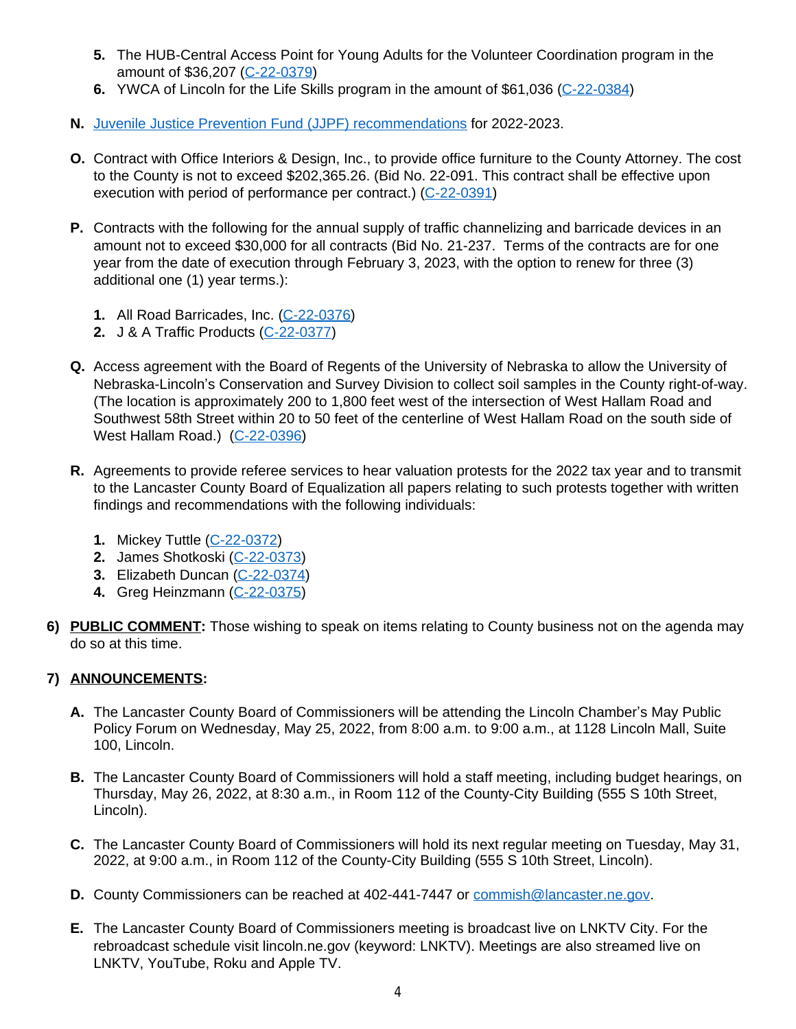5. The HUB-Central Access Point for Young Adults for the Volunteer Coordination program in the amount of $36,207 (C-22-0379)
6. YWCA of Lincoln for the Life Skills program in the amount of $61,036 (C-22-0384)

**N.** Juvenile Justice Prevention Fund (JJPF) recommendations for 2022-2023.

**O.** Contract with Office Interiors & Design, Inc., to provide office furniture to the County Attorney. The cost to the County is not to exceed $202,365.26. (Bid No. 22-091. This contract shall be effective upon execution with period of performance per contract.) (C-22-0391)

**P.** Contracts with the following for the annual supply of traffic channelizing and barricade devices in an amount not to exceed $30,000 for all contracts (Bid No. 21-237. Terms of the contracts are for one year from the date of execution through February 3, 2023, with the option to renew for three (3) additional one (1) year terms.):

1. All Road Barricades, Inc. (C-22-0376)
2. J & A Traffic Products (C-22-0377)

**Q.** Access agreement with the Board of Regents of the University of Nebraska to allow the University of Nebraska-Lincoln's Conservation and Survey Division to collect soil samples in the County right-of-way. (The location is approximately 200 to 1,800 feet west of the intersection of West Hallam Road and Southwest 58th Street within 20 to 50 feet of the centerline of West Hallam Road on the south side of West Hallam Road.) (C-22-0396)

**R.** Agreements to provide referee services to hear valuation protests for the 2022 tax year and to transmit to the Lancaster County Board of Equalization all papers relating to such protests together with written findings and recommendations with the following individuals:

1. Mickey Tuttle (C-22-0372)
2. James Shotkoski (C-22-0373)
3. Elizabeth Duncan (C-22-0374)
4. Greg Heinzmann (C-22-0375)

**6) PUBLIC COMMENT:** Those wishing to speak on items relating to County business not on the agenda may do so at this time.

**7) ANNOUNCEMENTS:**

**A.** The Lancaster County Board of Commissioners will be attending the Lincoln Chamber's May Public Policy Forum on Wednesday, May 25, 2022, from 8:00 a.m. to 9:00 a.m., at 1128 Lincoln Mall, Suite 100, Lincoln.

**B.** The Lancaster County Board of Commissioners will hold a staff meeting, including budget hearings, on Thursday, May 26, 2022, at 8:30 a.m., in Room 112 of the County-City Building (555 S 10th Street, Lincoln).

**C.** The Lancaster County Board of Commissioners will hold its next regular meeting on Tuesday, May 31, 2022, at 9:00 a.m., in Room 112 of the County-City Building (555 S 10th Street, Lincoln).

**D.** County Commissioners can be reached at 402-441-7447 or commish@lancaster.ne.gov.

**E.** The Lancaster County Board of Commissioners meeting is broadcast live on LNKTV City. For the rebroadcast schedule visit lincoln.ne.gov (keyword: LNKTV). Meetings are also streamed live on LNKTV, YouTube, Roku and Apple TV.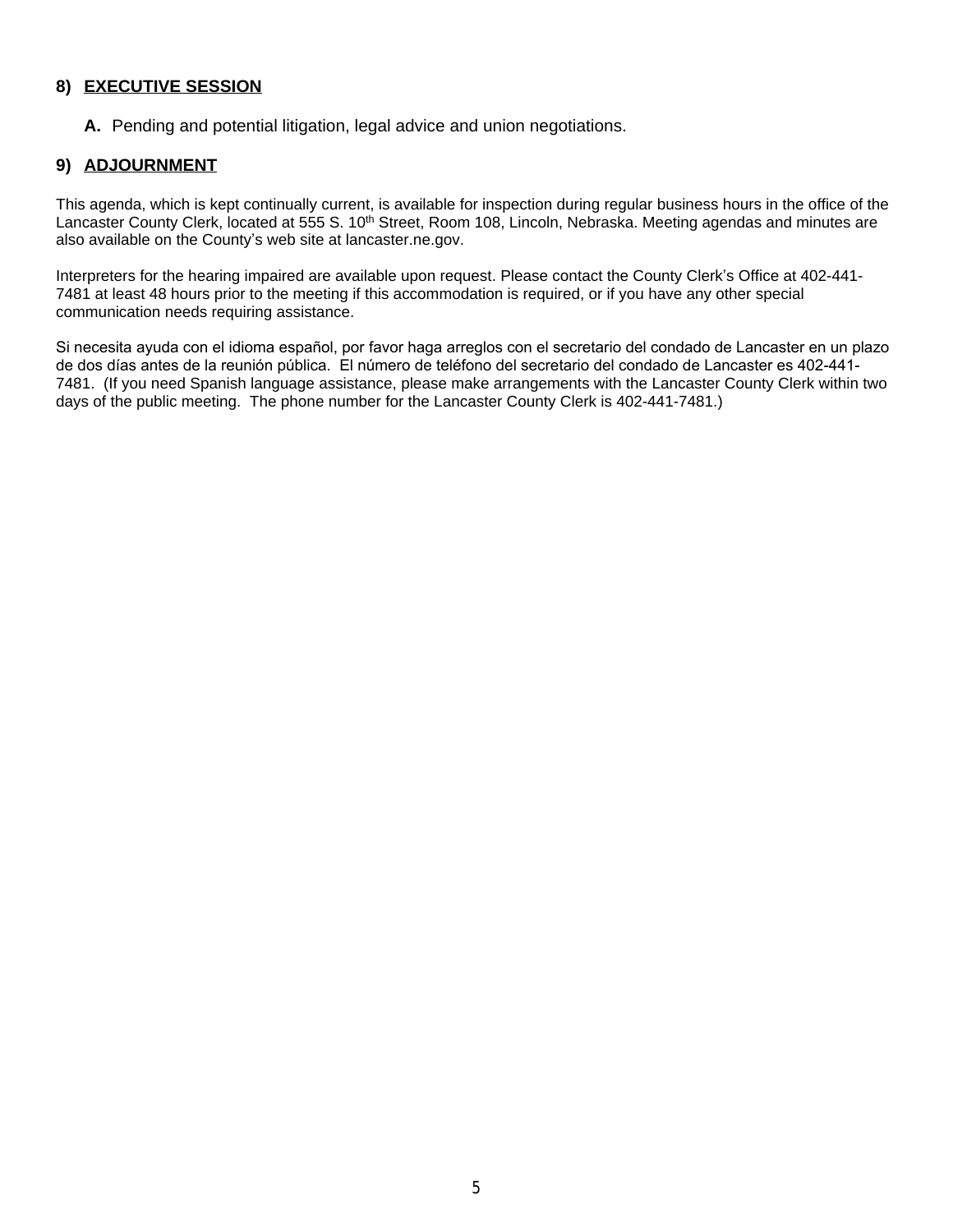## 8) EXECUTIVE SESSION

**A.** Pending and potential litigation, legal advice and union negotiations.

## 9) ADJOURNMENT

This agenda, which is kept continually current, is available for inspection during regular business hours in the office of the Lancaster County Clerk, located at 555 S. 10th Street, Room 108, Lincoln, Nebraska. Meeting agendas and minutes are also available on the County's web site at lancaster.ne.gov.

Interpreters for the hearing impaired are available upon request. Please contact the County Clerk's Office at 402-441-7481 at least 48 hours prior to the meeting if this accommodation is required, or if you have any other special communication needs requiring assistance.

Si necesita ayuda con el idioma español, por favor haga arreglos con el secretario del condado de Lancaster en un plazo de dos días antes de la reunión pública. El número de teléfono del secretario del condado de Lancaster es 402-441-7481. (If you need Spanish language assistance, please make arrangements with the Lancaster County Clerk within two days of the public meeting. The phone number for the Lancaster County Clerk is 402-441-7481.)